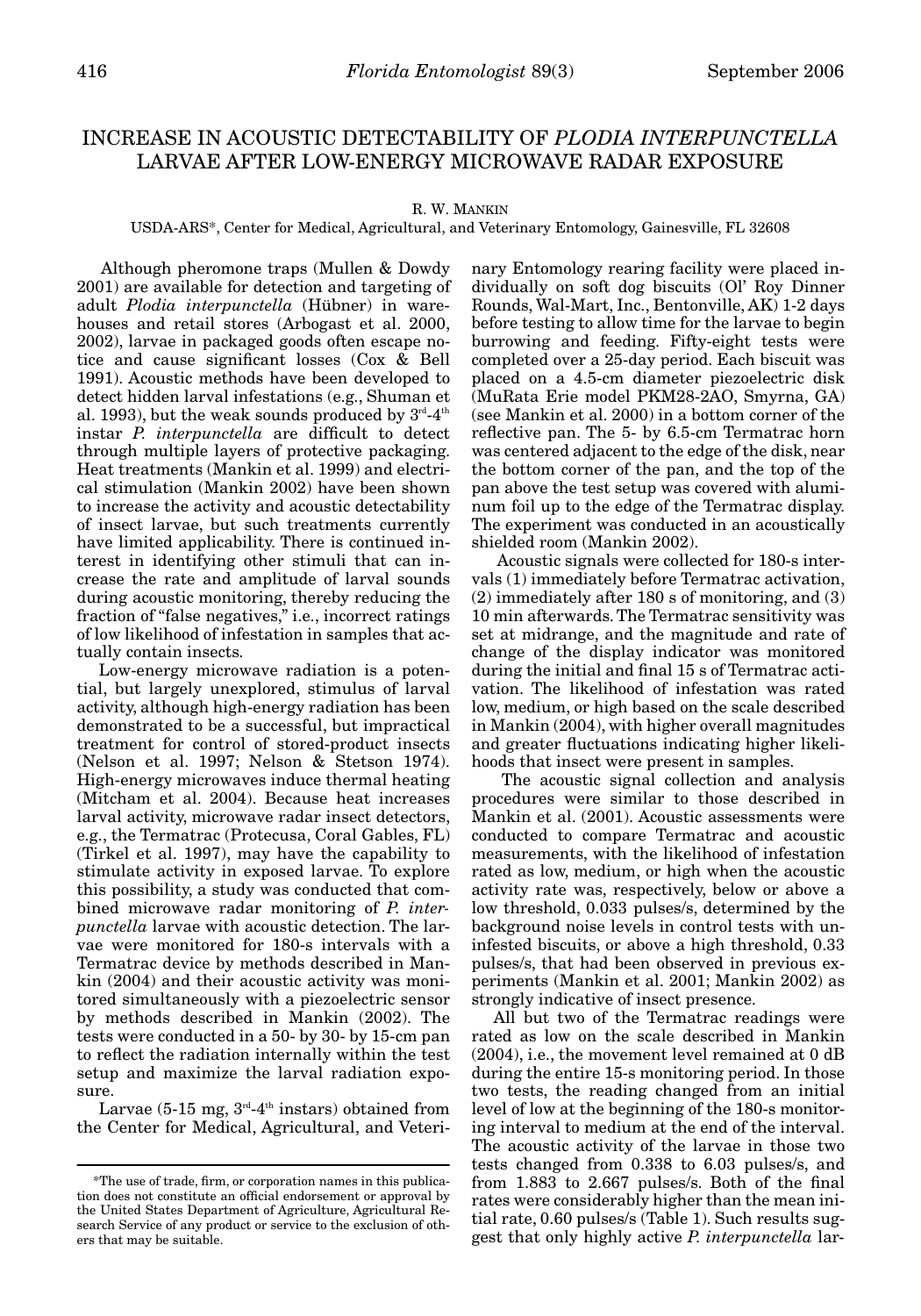# INCREASE IN ACOUSTIC DETECTABILITY OF *PLODIA INTERPUNCTELLA* LARVAE AFTER LOW-ENERGY MICROWAVE RADAR EXPOSURE

R. W. MANKIN

USDA-ARS*, Center for Medical, Agricultural, and Veterinary Entomology, Gainesville, FL 32608

Although pheromone traps (Mullen & Dowdy 2001) are available for detection and targeting of adult *Plodia interpunctella* (Hübner) in warehouses and retail stores (Arbogast et al. 2000, 2002), larvae in packaged goods often escape notice and cause significant losses (Cox & Bell 1991). Acoustic methods have been developed to detect hidden larval infestations (e.g., Shuman et al. 1993), but the weak sounds produced by 3rd-4th instar *P. interpunctella* are difficult to detect through multiple layers of protective packaging. Heat treatments (Mankin et al. 1999) and electrical stimulation (Mankin 2002) have been shown to increase the activity and acoustic detectability of insect larvae, but such treatments currently have limited applicability. There is continued interest in identifying other stimuli that can increase the rate and amplitude of larval sounds during acoustic monitoring, thereby reducing the fraction of "false negatives," i.e., incorrect ratings of low likelihood of infestation in samples that actually contain insects.

Low-energy microwave radiation is a potential, but largely unexplored, stimulus of larval activity, although high-energy radiation has been demonstrated to be a successful, but impractical treatment for control of stored-product insects (Nelson et al. 1997; Nelson & Stetson 1974). High-energy microwaves induce thermal heating (Mitcham et al. 2004). Because heat increases larval activity, microwave radar insect detectors, e.g., the Termatrac (Protecusa, Coral Gables, FL) (Tirkel et al. 1997), may have the capability to stimulate activity in exposed larvae. To explore this possibility, a study was conducted that combined microwave radar monitoring of *P. interpunctella* larvae with acoustic detection. The larvae were monitored for 180-s intervals with a Termatrac device by methods described in Mankin (2004) and their acoustic activity was monitored simultaneously with a piezoelectric sensor by methods described in Mankin (2002). The tests were conducted in a 50- by 30- by 15-cm pan to reflect the radiation internally within the test setup and maximize the larval radiation exposure.

Larvae (5-15 mg, 3rd-4th instars) obtained from the Center for Medical, Agricultural, and Veterinary Entomology rearing facility were placed individually on soft dog biscuits (Ol' Roy Dinner Rounds, Wal-Mart, Inc., Bentonville, AK) 1-2 days before testing to allow time for the larvae to begin burrowing and feeding. Fifty-eight tests were completed over a 25-day period. Each biscuit was placed on a 4.5-cm diameter piezoelectric disk (MuRata Erie model PKM28-2AO, Smyrna, GA) (see Mankin et al. 2000) in a bottom corner of the reflective pan. The 5- by 6.5-cm Termatrac horn was centered adjacent to the edge of the disk, near the bottom corner of the pan, and the top of the pan above the test setup was covered with aluminum foil up to the edge of the Termatrac display. The experiment was conducted in an acoustically shielded room (Mankin 2002).

Acoustic signals were collected for 180-s intervals (1) immediately before Termatrac activation, (2) immediately after 180 s of monitoring, and (3) 10 min afterwards. The Termatrac sensitivity was set at midrange, and the magnitude and rate of change of the display indicator was monitored during the initial and final 15 s of Termatrac activation. The likelihood of infestation was rated low, medium, or high based on the scale described in Mankin (2004), with higher overall magnitudes and greater fluctuations indicating higher likelihoods that insect were present in samples.

The acoustic signal collection and analysis procedures were similar to those described in Mankin et al. (2001). Acoustic assessments were conducted to compare Termatrac and acoustic measurements, with the likelihood of infestation rated as low, medium, or high when the acoustic activity rate was, respectively, below or above a low threshold, 0.033 pulses/s, determined by the background noise levels in control tests with uninfested biscuits, or above a high threshold, 0.33 pulses/s, that had been observed in previous experiments (Mankin et al. 2001; Mankin 2002) as strongly indicative of insect presence.

All but two of the Termatrac readings were rated as low on the scale described in Mankin (2004), i.e., the movement level remained at 0 dB during the entire 15-s monitoring period. In those two tests, the reading changed from an initial level of low at the beginning of the 180-s monitoring interval to medium at the end of the interval. The acoustic activity of the larvae in those two tests changed from 0.338 to 6.03 pulses/s, and from 1.883 to 2.667 pulses/s. Both of the final rates were considerably higher than the mean initial rate, 0.60 pulses/s (Table 1). Such results suggest that only highly active *P. interpunctella* lar-

*The use of trade, firm, or corporation names in this publication does not constitute an official endorsement or approval by the United States Department of Agriculture, Agricultural Research Service of any product or service to the exclusion of others that may be suitable.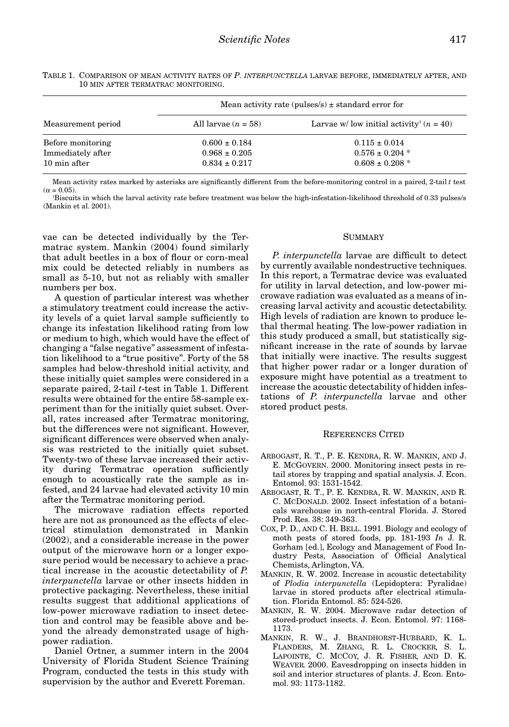TABLE 1. COMPARISON OF MEAN ACTIVITY RATES OF *P. INTERPUNCTELLA* LARVAE BEFORE, IMMEDIATELY AFTER, AND 10 MIN AFTER TERMATRAC MONITORING.

| Measurement period | Mean activity rate (pulses/s) ± standard error for | |
|---|---|---|
| | All larvae ($n$ = 58) | Larvae w/ low initial activity[1] ($n$ = 40) |
| Before monitoring | 0.600 ± 0.184 | 0.115 ± 0.014 |
| Immediately after | 0.968 ± 0.205 | 0.576 ± 0.204 * |
| 10 min after | 0.834 ± 0.217 | 0.608 ± 0.208 * |

Mean activity rates marked by asterisks are significantly different from the before-monitoring control in a paired, 2-tail *t* test ($\alpha$ = 0.05).

[1]Biscuits in which the larval activity rate before treatment was below the high-infestation-likelihood threshold of 0.33 pulses/s (Mankin et al. 2001).

vae can be detected individually by the Termatrac system. Mankin (2004) found similarly that adult beetles in a box of flour or corn-meal mix could be detected reliably in numbers as small as 5-10, but not as reliably with smaller numbers per box.

A question of particular interest was whether a stimulatory treatment could increase the activity levels of a quiet larval sample sufficiently to change its infestation likelihood rating from low or medium to high, which would have the effect of changing a "false negative" assessment of infestation likelihood to a "true positive". Forty of the 58 samples had below-threshold initial activity, and these initially quiet samples were considered in a separate paired, 2-tail *t*-test in Table 1. Different results were obtained for the entire 58-sample experiment than for the initially quiet subset. Overall, rates increased after Termatrac monitoring, but the differences were not significant. However, significant differences were observed when analysis was restricted to the initially quiet subset. Twenty-two of these larvae increased their activity during Termatrac operation sufficiently enough to acoustically rate the sample as infested, and 24 larvae had elevated activity 10 min after the Termatrac monitoring period.

The microwave radiation effects reported here are not as pronounced as the effects of electrical stimulation demonstrated in Mankin (2002), and a considerable increase in the power output of the microwave horn or a longer exposure period would be necessary to achieve a practical increase in the acoustic detectability of *P. interpunctella* larvae or other insects hidden in protective packaging. Nevertheless, these initial results suggest that additional applications of low-power microwave radiation to insect detection and control may be feasible above and beyond the already demonstrated usage of high-power radiation.

Daniel Ortner, a summer intern in the 2004 University of Florida Student Science Training Program, conducted the tests in this study with supervision by the author and Everett Foreman.

## SUMMARY

*P. interpunctella* larvae are difficult to detect by currently available nondestructive techniques. In this report, a Termatrac device was evaluated for utility in larval detection, and low-power microwave radiation was evaluated as a means of increasing larval activity and acoustic detectability. High levels of radiation are known to produce lethal thermal heating. The low-power radiation in this study produced a small, but statistically significant increase in the rate of sounds by larvae that initially were inactive. The results suggest that higher power radar or a longer duration of exposure might have potential as a treatment to increase the acoustic detectability of hidden infestations of *P. interpunctella* larvae and other stored product pests.

## REFERENCES CITED

ARBOGAST, R. T., P. E. KENDRA, R. W. MANKIN, AND J. E. MCGOVERN. 2000. Monitoring insect pests in retail stores by trapping and spatial analysis. J. Econ. Entomol. 93: 1531-1542.

ARBOGAST, R. T., P. E. KENDRA, R. W. MANKIN, AND R. C. MCDONALD. 2002. Insect infestation of a botanicals warehouse in north-central Florida. J. Stored Prod. Res. 38: 349-363.

COX, P. D., AND C. H. BELL. 1991. Biology and ecology of moth pests of stored foods, pp. 181-193 *In* J. R. Gorham [ed.], Ecology and Management of Food Industry Pests, Association of Official Analytical Chemists, Arlington, VA.

MANKIN, R. W. 2002. Increase in acoustic detectability of *Plodia interpunctella* (Lepidoptera: Pyralidae) larvae in stored products after electrical stimulation. Florida Entomol. 85: 524-526.

MANKIN, R. W. 2004. Microwave radar detection of stored-product insects. J. Econ. Entomol. 97: 1168-1173.

MANKIN, R. W., J. BRANDHORST-HUBBARD, K. L. FLANDERS, M. ZHANG, R. L. CROCKER, S. L. LAPOINTE, C. MCCOY, J. R. FISHER, AND D. K. WEAVER. 2000. Eavesdropping on insects hidden in soil and interior structures of plants. J. Econ. Entomol. 93: 1173-1182.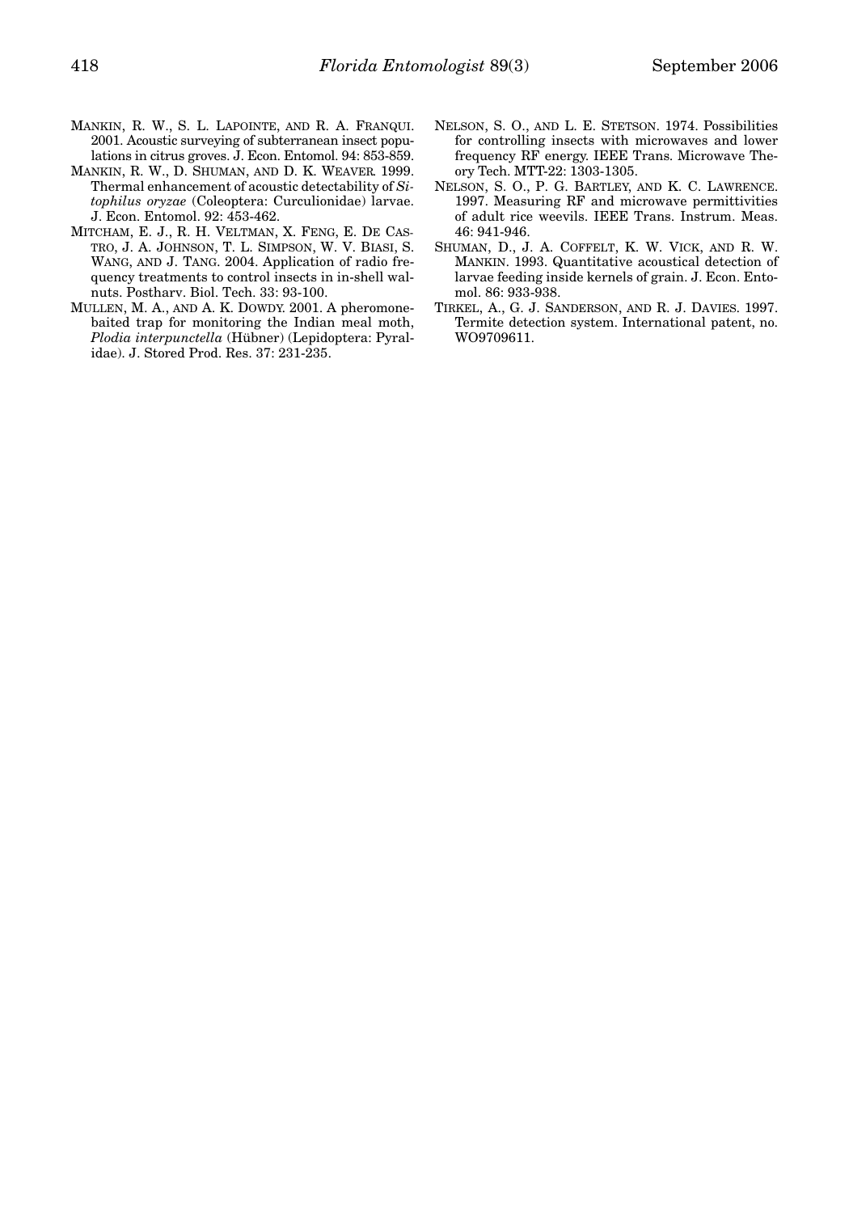MANKIN, R. W., S. L. LAPOINTE, AND R. A. FRANQUI. 2001. Acoustic surveying of subterranean insect populations in citrus groves. J. Econ. Entomol. 94: 853-859.

MANKIN, R. W., D. SHUMAN, AND D. K. WEAVER. 1999. Thermal enhancement of acoustic detectability of *Sitophilus oryzae* (Coleoptera: Curculionidae) larvae. J. Econ. Entomol. 92: 453-462.

MITCHAM, E. J., R. H. VELTMAN, X. FENG, E. DE CASTRO, J. A. JOHNSON, T. L. SIMPSON, W. V. BIASI, S. WANG, AND J. TANG. 2004. Application of radio frequency treatments to control insects in in-shell walnuts. Postharv. Biol. Tech. 33: 93-100.

MULLEN, M. A., AND A. K. DOWDY. 2001. A pheromone-baited trap for monitoring the Indian meal moth, *Plodia interpunctella* (Hübner) (Lepidoptera: Pyralidae). J. Stored Prod. Res. 37: 231-235.

NELSON, S. O., AND L. E. STETSON. 1974. Possibilities for controlling insects with microwaves and lower frequency RF energy. IEEE Trans. Microwave Theory Tech. MTT-22: 1303-1305.

NELSON, S. O., P. G. BARTLEY, AND K. C. LAWRENCE. 1997. Measuring RF and microwave permittivities of adult rice weevils. IEEE Trans. Instrum. Meas. 46: 941-946.

SHUMAN, D., J. A. COFFELT, K. W. VICK, AND R. W. MANKIN. 1993. Quantitative acoustical detection of larvae feeding inside kernels of grain. J. Econ. Entomol. 86: 933-938.

TIRKEL, A., G. J. SANDERSON, AND R. J. DAVIES. 1997. Termite detection system. International patent, no. WO9709611.